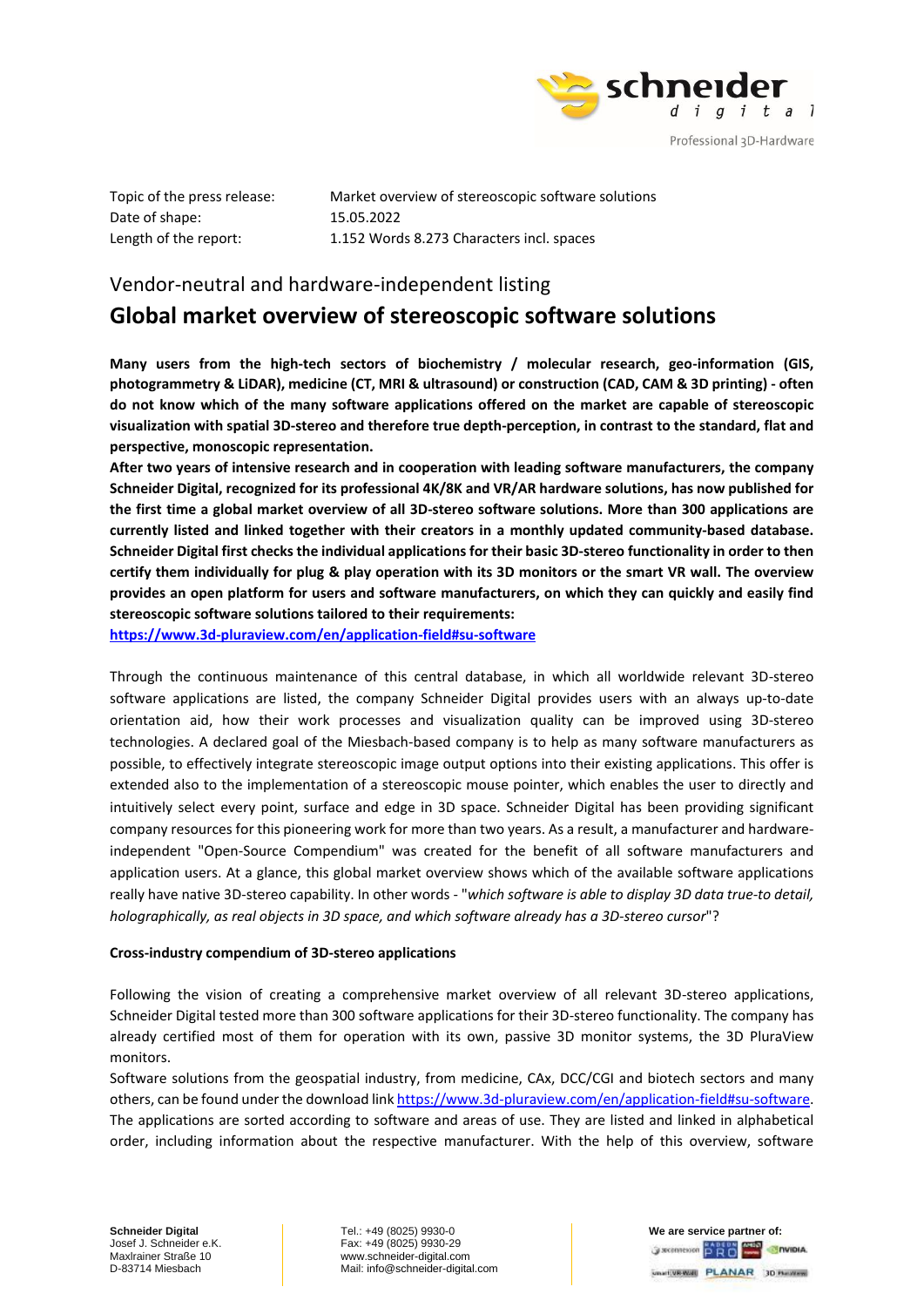| | |
|---|---|
| Topic of the press release: | Market overview of stereoscopic software solutions |
| Date of shape: | 15.05.2022 |
| Length of the report: | 1.152 Words 8.273 Characters incl. spaces |

## Vendor-neutral and hardware-independent listing

# Global market overview of stereoscopic software solutions

**Many users from the high-tech sectors of biochemistry / molecular research, geo-information (GIS, photogrammetry & LiDAR), medicine (CT, MRI & ultrasound) or construction (CAD, CAM & 3D printing) - often do not know which of the many software applications offered on the market are capable of stereoscopic visualization with spatial 3D-stereo and therefore true depth-perception, in contrast to the standard, flat and perspective, monoscopic representation.**

**After two years of intensive research and in cooperation with leading software manufacturers, the company Schneider Digital, recognized for its professional 4K/8K and VR/AR hardware solutions, has now published for the first time a global market overview of all 3D-stereo software solutions. More than 300 applications are currently listed and linked together with their creators in a monthly updated community-based database. Schneider Digital first checks the individual applications for their basic 3D-stereo functionality in order to then certify them individually for plug & play operation with its 3D monitors or the smart VR wall. The overview provides an open platform for users and software manufacturers, on which they can quickly and easily find stereoscopic software solutions tailored to their requirements:**
**https://www.3d-pluraview.com/en/application-field#su-software**

Through the continuous maintenance of this central database, in which all worldwide relevant 3D-stereo software applications are listed, the company Schneider Digital provides users with an always up-to-date orientation aid, how their work processes and visualization quality can be improved using 3D-stereo technologies. A declared goal of the Miesbach-based company is to help as many software manufacturers as possible, to effectively integrate stereoscopic image output options into their existing applications. This offer is extended also to the implementation of a stereoscopic mouse pointer, which enables the user to directly and intuitively select every point, surface and edge in 3D space. Schneider Digital has been providing significant company resources for this pioneering work for more than two years. As a result, a manufacturer and hardware-independent "Open-Source Compendium" was created for the benefit of all software manufacturers and application users. At a glance, this global market overview shows which of the available software applications really have native 3D-stereo capability. In other words - "*which software is able to display 3D data true-to detail, holographically, as real objects in 3D space, and which software already has a 3D-stereo cursor*"?

**Cross-industry compendium of 3D-stereo applications**

Following the vision of creating a comprehensive market overview of all relevant 3D-stereo applications, Schneider Digital tested more than 300 software applications for their 3D-stereo functionality. The company has already certified most of them for operation with its own, passive 3D monitor systems, the 3D PluraView monitors.

Software solutions from the geospatial industry, from medicine, CAx, DCC/CGI and biotech sectors and many others, can be found under the download link https://www.3d-pluraview.com/en/application-field#su-software. The applications are sorted according to software and areas of use. They are listed and linked in alphabetical order, including information about the respective manufacturer. With the help of this overview, software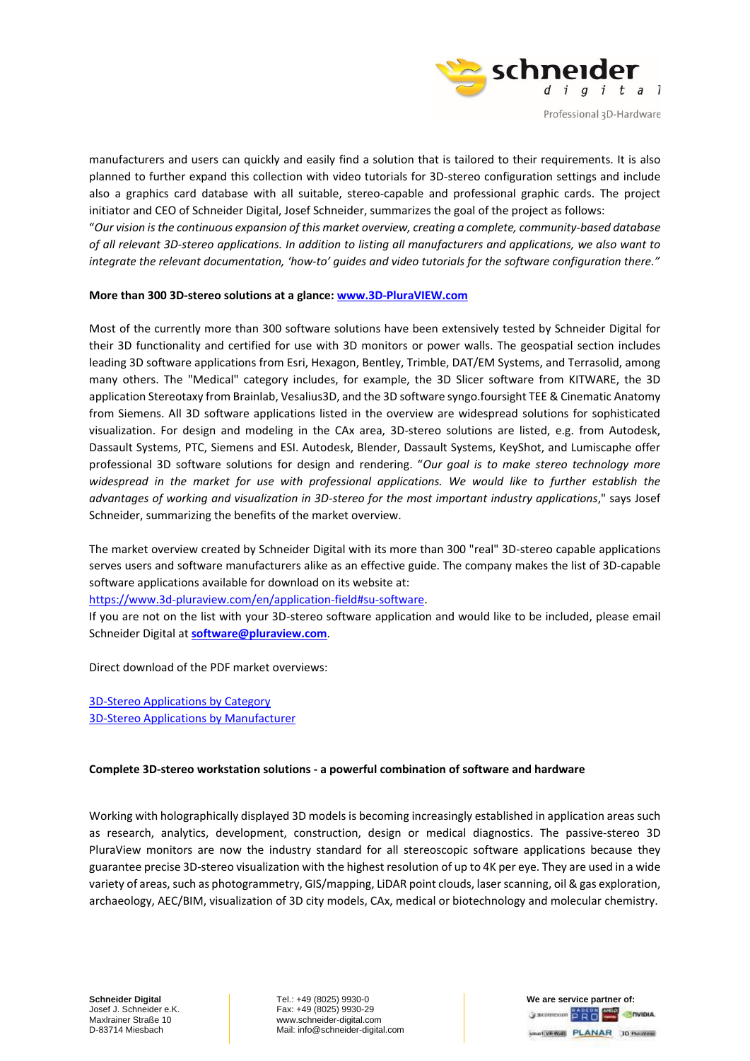manufacturers and users can quickly and easily find a solution that is tailored to their requirements. It is also planned to further expand this collection with video tutorials for 3D-stereo configuration settings and include also a graphics card database with all suitable, stereo-capable and professional graphic cards. The project initiator and CEO of Schneider Digital, Josef Schneider, summarizes the goal of the project as follows:
"*Our vision is the continuous expansion of this market overview, creating a complete, community-based database of all relevant 3D-stereo applications. In addition to listing all manufacturers and applications, we also want to integrate the relevant documentation, 'how-to' guides and video tutorials for the software configuration there.*"

**More than 300 3D-stereo solutions at a glance: [www.3D-PluraVIEW.com](www.3D-PluraVIEW.com)**

Most of the currently more than 300 software solutions have been extensively tested by Schneider Digital for their 3D functionality and certified for use with 3D monitors or power walls. The geospatial section includes leading 3D software applications from Esri, Hexagon, Bentley, Trimble, DAT/EM Systems, and Terrasolid, among many others. The "Medical" category includes, for example, the 3D Slicer software from KITWARE, the 3D application Stereotaxy from Brainlab, Vesalius3D, and the 3D software syngo.foursight TEE & Cinematic Anatomy from Siemens. All 3D software applications listed in the overview are widespread solutions for sophisticated visualization. For design and modeling in the CAx area, 3D-stereo solutions are listed, e.g. from Autodesk, Dassault Systems, PTC, Siemens and ESI. Autodesk, Blender, Dassault Systems, KeyShot, and Lumiscaphe offer professional 3D software solutions for design and rendering. "*Our goal is to make stereo technology more widespread in the market for use with professional applications. We would like to further establish the advantages of working and visualization in 3D-stereo for the most important industry applications*," says Josef Schneider, summarizing the benefits of the market overview.

The market overview created by Schneider Digital with its more than 300 "real" 3D-stereo capable applications serves users and software manufacturers alike as an effective guide. The company makes the list of 3D-capable software applications available for download on its website at:
[https://www.3d-pluraview.com/en/application-field#su-software](https://www.3d-pluraview.com/en/application-field#su-software).
If you are not on the list with your 3D-stereo software application and would like to be included, please email Schneider Digital at **software@pluraview.com**.

Direct download of the PDF market overviews:

3D-Stereo Applications by Category
3D-Stereo Applications by Manufacturer

**Complete 3D-stereo workstation solutions - a powerful combination of software and hardware**

Working with holographically displayed 3D models is becoming increasingly established in application areas such as research, analytics, development, construction, design or medical diagnostics. The passive-stereo 3D PluraView monitors are now the industry standard for all stereoscopic software applications because they guarantee precise 3D-stereo visualization with the highest resolution of up to 4K per eye. They are used in a wide variety of areas, such as photogrammetry, GIS/mapping, LiDAR point clouds, laser scanning, oil & gas exploration, archaeology, AEC/BIM, visualization of 3D city models, CAx, medical or biotechnology and molecular chemistry.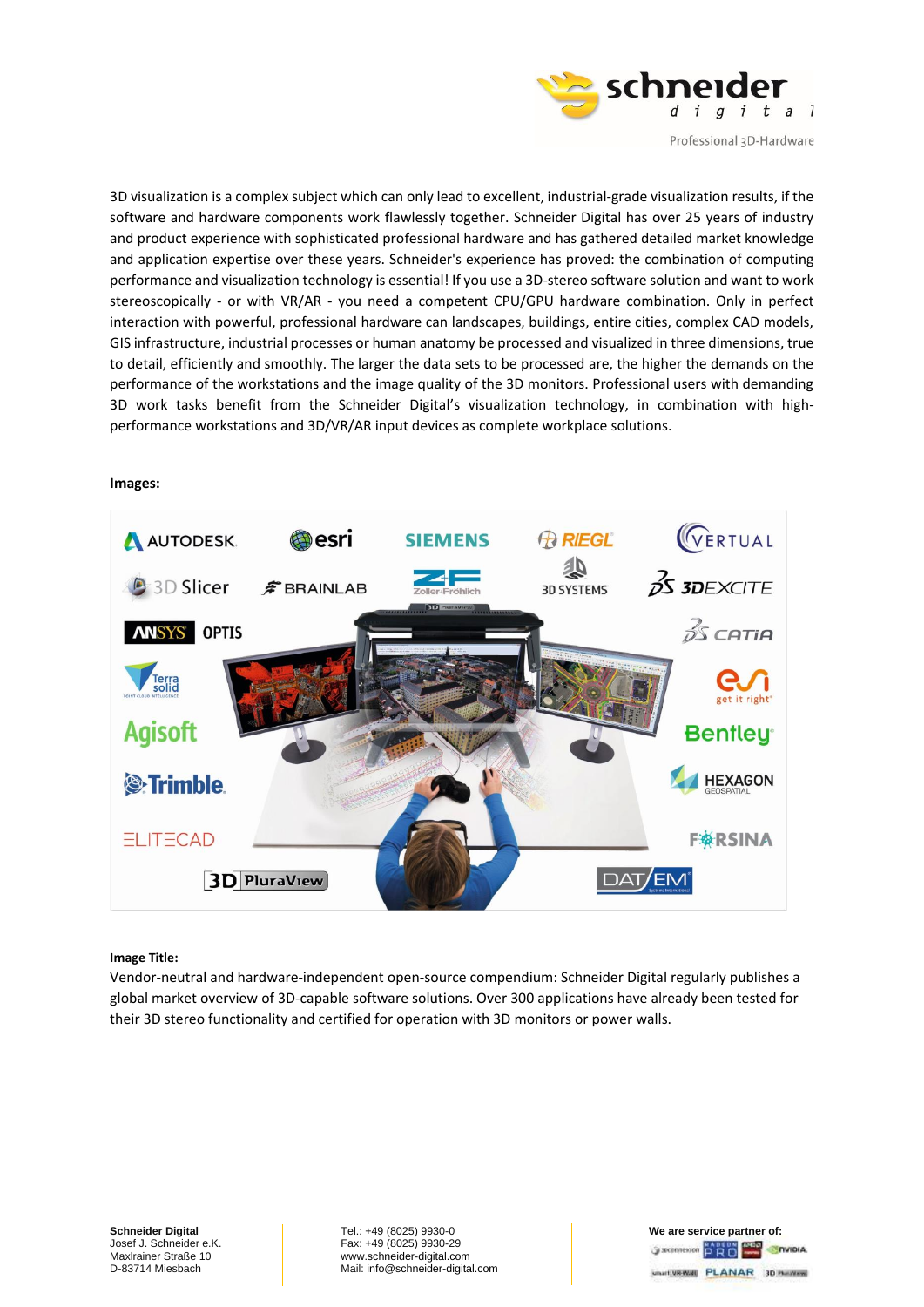3D visualization is a complex subject which can only lead to excellent, industrial-grade visualization results, if the software and hardware components work flawlessly together. Schneider Digital has over 25 years of industry and product experience with sophisticated professional hardware and has gathered detailed market knowledge and application expertise over these years. Schneider's experience has proved: the combination of computing performance and visualization technology is essential! If you use a 3D-stereo software solution and want to work stereoscopically - or with VR/AR - you need a competent CPU/GPU hardware combination. Only in perfect interaction with powerful, professional hardware can landscapes, buildings, entire cities, complex CAD models, GIS infrastructure, industrial processes or human anatomy be processed and visualized in three dimensions, true to detail, efficiently and smoothly. The larger the data sets to be processed are, the higher the demands on the performance of the workstations and the image quality of the 3D monitors. Professional users with demanding 3D work tasks benefit from the Schneider Digital's visualization technology, in combination with high-performance workstations and 3D/VR/AR input devices as complete workplace solutions.

**Images:**

**Image Title:**
Vendor-neutral and hardware-independent open-source compendium: Schneider Digital regularly publishes a global market overview of 3D-capable software solutions. Over 300 applications have already been tested for their 3D stereo functionality and certified for operation with 3D monitors or power walls.

**Schneider Digital**
Josef J. Schneider e.K.
Maxlrainer Straße 10
D-83714 Miesbach

Tel.: +49 (8025) 9930-0
Fax: +49 (8025) 9930-29
www.schneider-digital.com
Mail: info@schneider-digital.com

**We are service partner of:**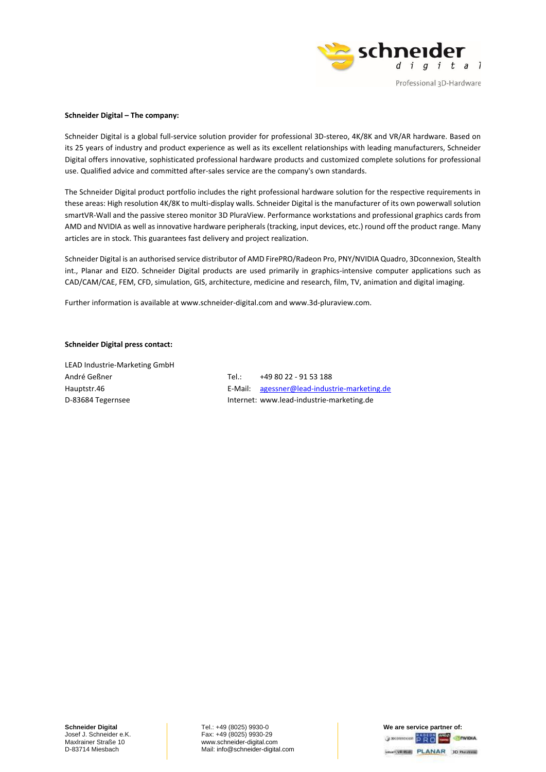**Schneider Digital – The company:**

Schneider Digital is a global full-service solution provider for professional 3D-stereo, 4K/8K and VR/AR hardware. Based on its 25 years of industry and product experience as well as its excellent relationships with leading manufacturers, Schneider Digital offers innovative, sophisticated professional hardware products and customized complete solutions for professional use. Qualified advice and committed after-sales service are the company's own standards.

The Schneider Digital product portfolio includes the right professional hardware solution for the respective requirements in these areas: High resolution 4K/8K to multi-display walls. Schneider Digital is the manufacturer of its own powerwall solution smartVR-Wall and the passive stereo monitor 3D PluraView. Performance workstations and professional graphics cards from AMD and NVIDIA as well as innovative hardware peripherals (tracking, input devices, etc.) round off the product range. Many articles are in stock. This guarantees fast delivery and project realization.

Schneider Digital is an authorised service distributor of AMD FirePRO/Radeon Pro, PNY/NVIDIA Quadro, 3Dconnexion, Stealth int., Planar and EIZO. Schneider Digital products are used primarily in graphics-intensive computer applications such as CAD/CAM/CAE, FEM, CFD, simulation, GIS, architecture, medicine and research, film, TV, animation and digital imaging.

Further information is available at www.schneider-digital.com and www.3d-pluraview.com.

**Schneider Digital press contact:**

LEAD Industrie-Marketing GmbH
André Geßner
Hauptstr.46
D-83684 Tegernsee

Tel.: +49 80 22 - 91 53 188
E-Mail: agessner@lead-industrie-marketing.de
Internet: www.lead-industrie-marketing.de

**Schneider Digital**
Josef J. Schneider e.K.
Maxlrainer Straße 10
D-83714 Miesbach

Tel.: +49 (8025) 9930-0
Fax: +49 (8025) 9930-29
www.schneider-digital.com
Mail: info@schneider-digital.com

**We are service partner of:**